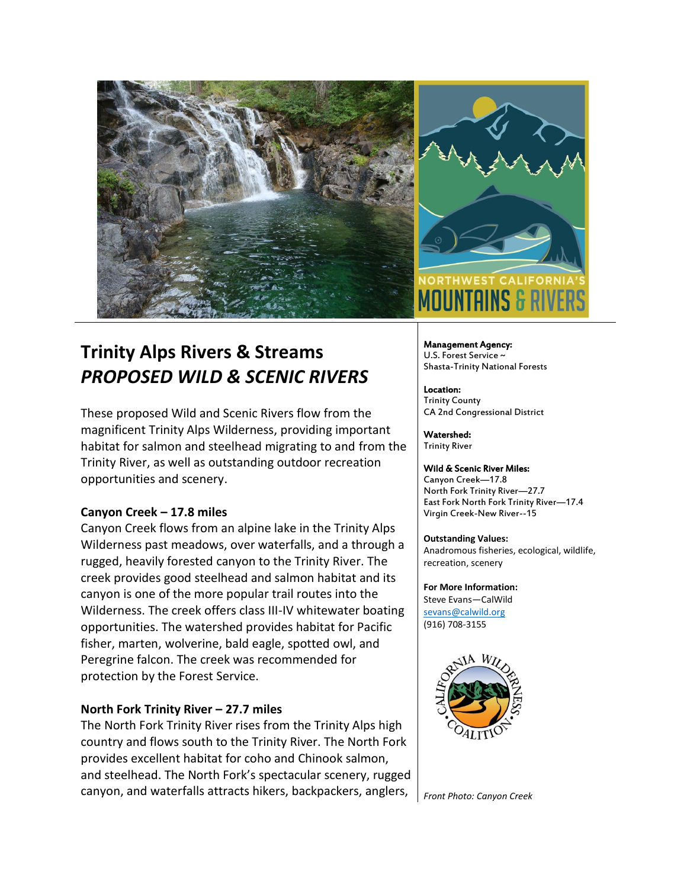NORTHWEST CALIFORNIA'S MOUNTAINS & RIVERS

# Trinity Alps Rivers & Streams
## *PROPOSED WILD & SCENIC RIVERS*

These proposed Wild and Scenic Rivers flow from the magnificent Trinity Alps Wilderness, providing important habitat for salmon and steelhead migrating to and from the Trinity River, as well as outstanding outdoor recreation opportunities and scenery.

### Canyon Creek – 17.8 miles

Canyon Creek flows from an alpine lake in the Trinity Alps Wilderness past meadows, over waterfalls, and a through a rugged, heavily forested canyon to the Trinity River. The creek provides good steelhead and salmon habitat and its canyon is one of the more popular trail routes into the Wilderness. The creek offers class III-IV whitewater boating opportunities. The watershed provides habitat for Pacific fisher, marten, wolverine, bald eagle, spotted owl, and Peregrine falcon. The creek was recommended for protection by the Forest Service.

### North Fork Trinity River – 27.7 miles

The North Fork Trinity River rises from the Trinity Alps high country and flows south to the Trinity River. The North Fork provides excellent habitat for coho and Chinook salmon, and steelhead. The North Fork's spectacular scenery, rugged canyon, and waterfalls attracts hikers, backpackers, anglers,

**Management Agency:**
U.S. Forest Service ~
Shasta-Trinity National Forests

**Location:**
Trinity County
CA 2nd Congressional District

**Watershed:**
Trinity River

**Wild & Scenic River Miles:**
Canyon Creek—17.8
North Fork Trinity River—27.7
East Fork North Fork Trinity River—17.4
Virgin Creek-New River--15

**Outstanding Values:**
Anadromous fisheries, ecological, wildlife, recreation, scenery

**For More Information:**
Steve Evans—CalWild
sevans@calwild.org
(916) 708-3155

CALIFORNIA WILDERNESS COALITION

*Front Photo: Canyon Creek*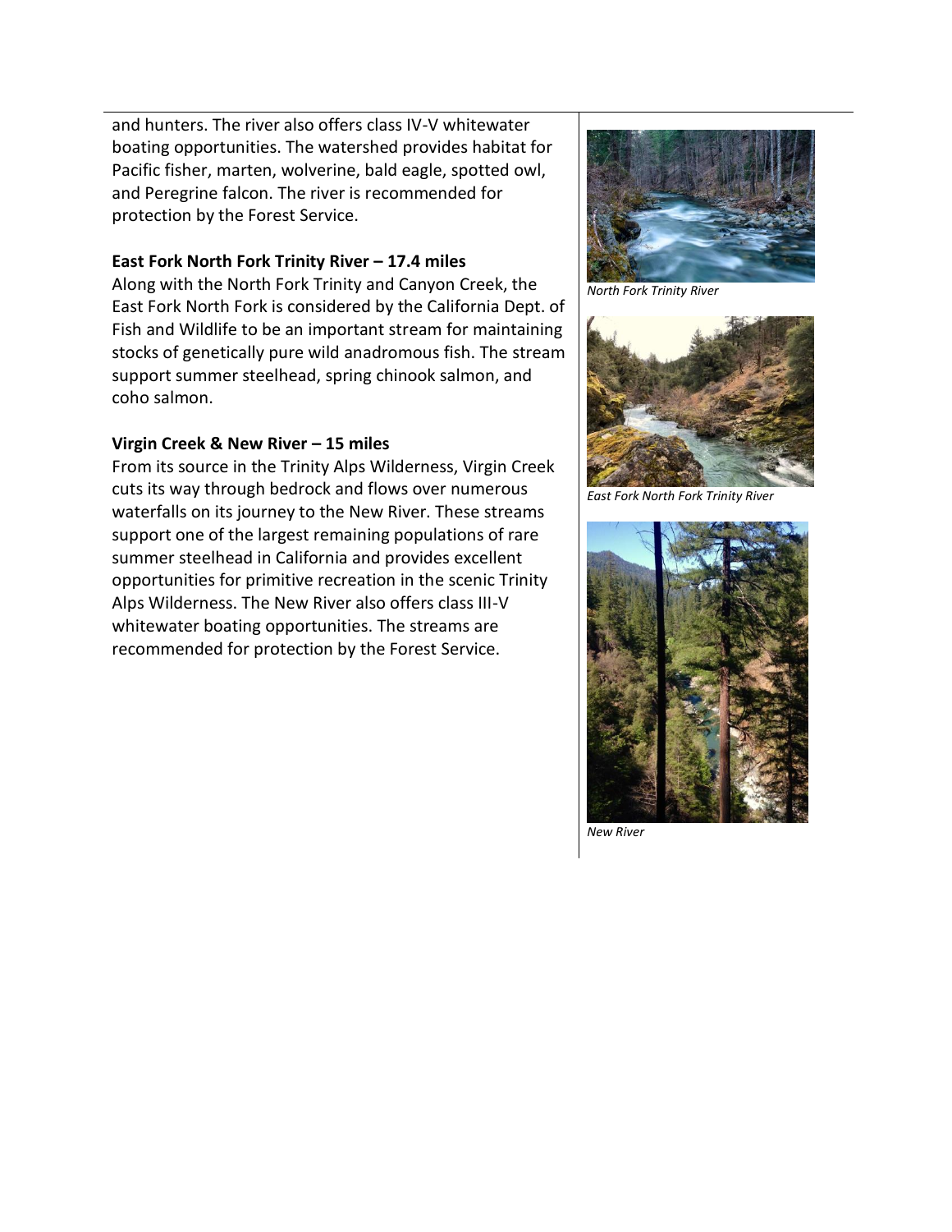and hunters. The river also offers class IV-V whitewater boating opportunities. The watershed provides habitat for Pacific fisher, marten, wolverine, bald eagle, spotted owl, and Peregrine falcon. The river is recommended for protection by the Forest Service.

**East Fork North Fork Trinity River – 17.4 miles**

Along with the North Fork Trinity and Canyon Creek, the East Fork North Fork is considered by the California Dept. of Fish and Wildlife to be an important stream for maintaining stocks of genetically pure wild anadromous fish. The stream support summer steelhead, spring chinook salmon, and coho salmon.

**Virgin Creek & New River – 15 miles**

From its source in the Trinity Alps Wilderness, Virgin Creek cuts its way through bedrock and flows over numerous waterfalls on its journey to the New River. These streams support one of the largest remaining populations of rare summer steelhead in California and provides excellent opportunities for primitive recreation in the scenic Trinity Alps Wilderness. The New River also offers class III-V whitewater boating opportunities. The streams are recommended for protection by the Forest Service.

*North Fork Trinity River*

*East Fork North Fork Trinity River*

*New River*